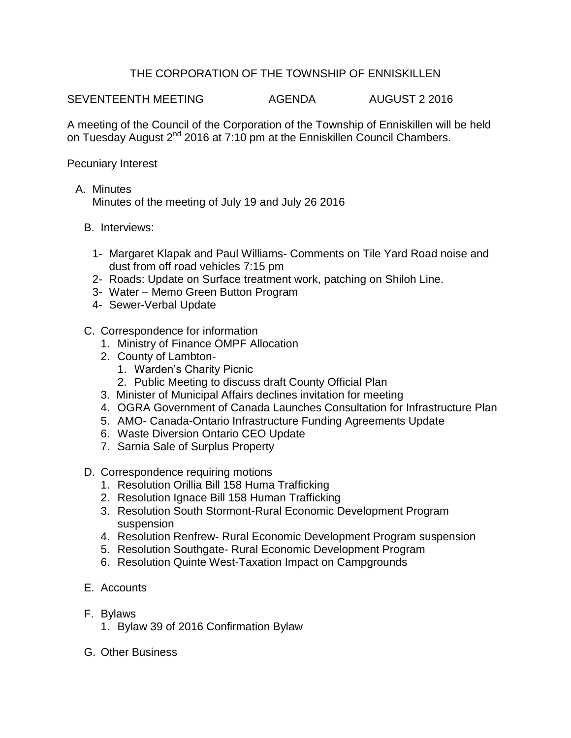# THE CORPORATION OF THE TOWNSHIP OF ENNISKILLEN

SEVENTEENTH MEETING AGENDA AUGUST 2 2016

A meeting of the Council of the Corporation of the Township of Enniskillen will be held on Tuesday August 2nd 2016 at 7:10 pm at the Enniskillen Council Chambers.

Pecuniary Interest

A. Minutes
   Minutes of the meeting of July 19 and July 26 2016

B. Interviews:

   1- Margaret Klapak and Paul Williams- Comments on Tile Yard Road noise and dust from off road vehicles 7:15 pm
   2- Roads: Update on Surface treatment work, patching on Shiloh Line.
   3- Water – Memo Green Button Program
   4- Sewer-Verbal Update

C. Correspondence for information
   1. Ministry of Finance OMPF Allocation
   2. County of Lambton-
      1. Warden's Charity Picnic
      2. Public Meeting to discuss draft County Official Plan
   3. Minister of Municipal Affairs declines invitation for meeting
   4. OGRA Government of Canada Launches Consultation for Infrastructure Plan
   5. AMO- Canada-Ontario Infrastructure Funding Agreements Update
   6. Waste Diversion Ontario CEO Update
   7. Sarnia Sale of Surplus Property

D. Correspondence requiring motions
   1. Resolution Orillia Bill 158 Huma Trafficking
   2. Resolution Ignace Bill 158 Human Trafficking
   3. Resolution South Stormont-Rural Economic Development Program suspension
   4. Resolution Renfrew- Rural Economic Development Program suspension
   5. Resolution Southgate- Rural Economic Development Program
   6. Resolution Quinte West-Taxation Impact on Campgrounds

E. Accounts

F. Bylaws
   1. Bylaw 39 of 2016 Confirmation Bylaw

G. Other Business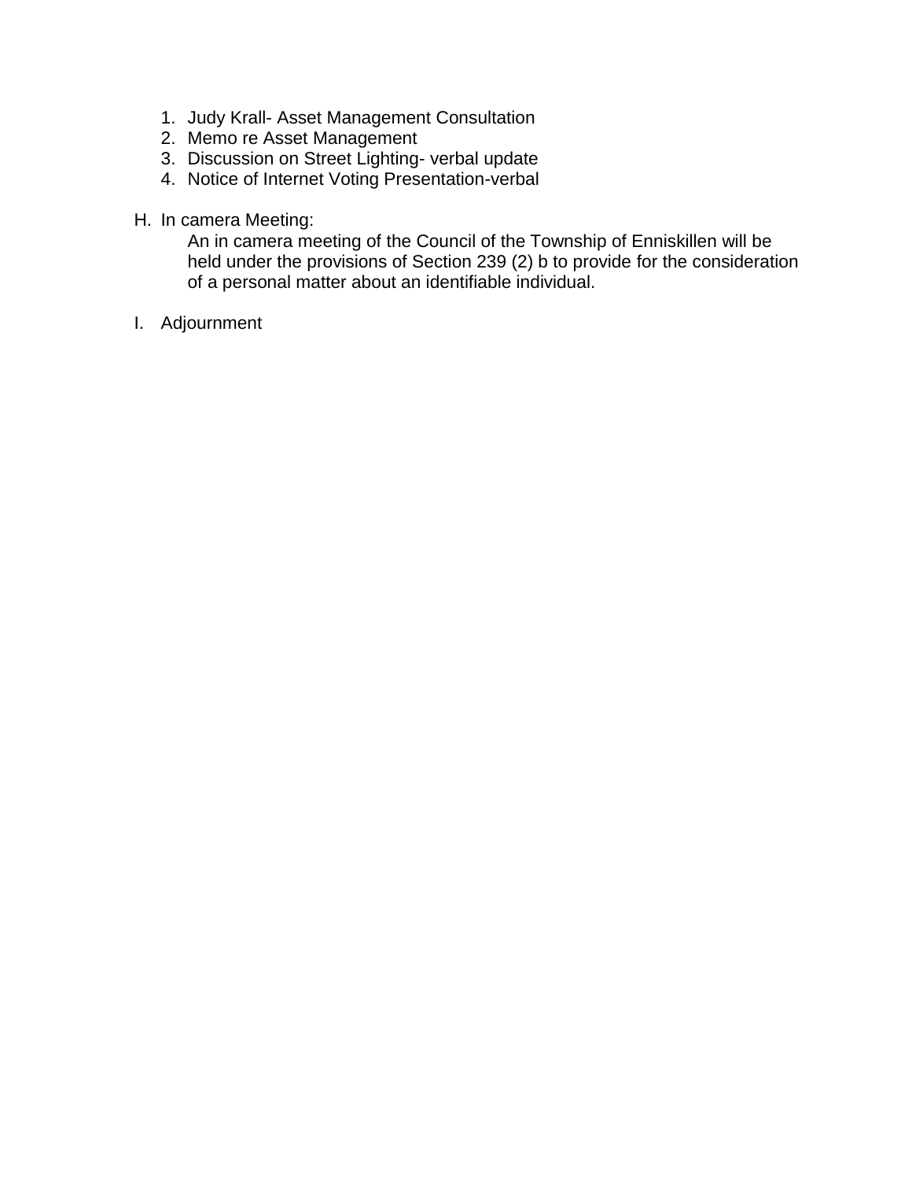1. Judy Krall- Asset Management Consultation
2. Memo re Asset Management
3. Discussion on Street Lighting- verbal update
4. Notice of Internet Voting Presentation-verbal

H. In camera Meeting:

An in camera meeting of the Council of the Township of Enniskillen will be held under the provisions of Section 239 (2) b to provide for the consideration of a personal matter about an identifiable individual.

I. Adjournment